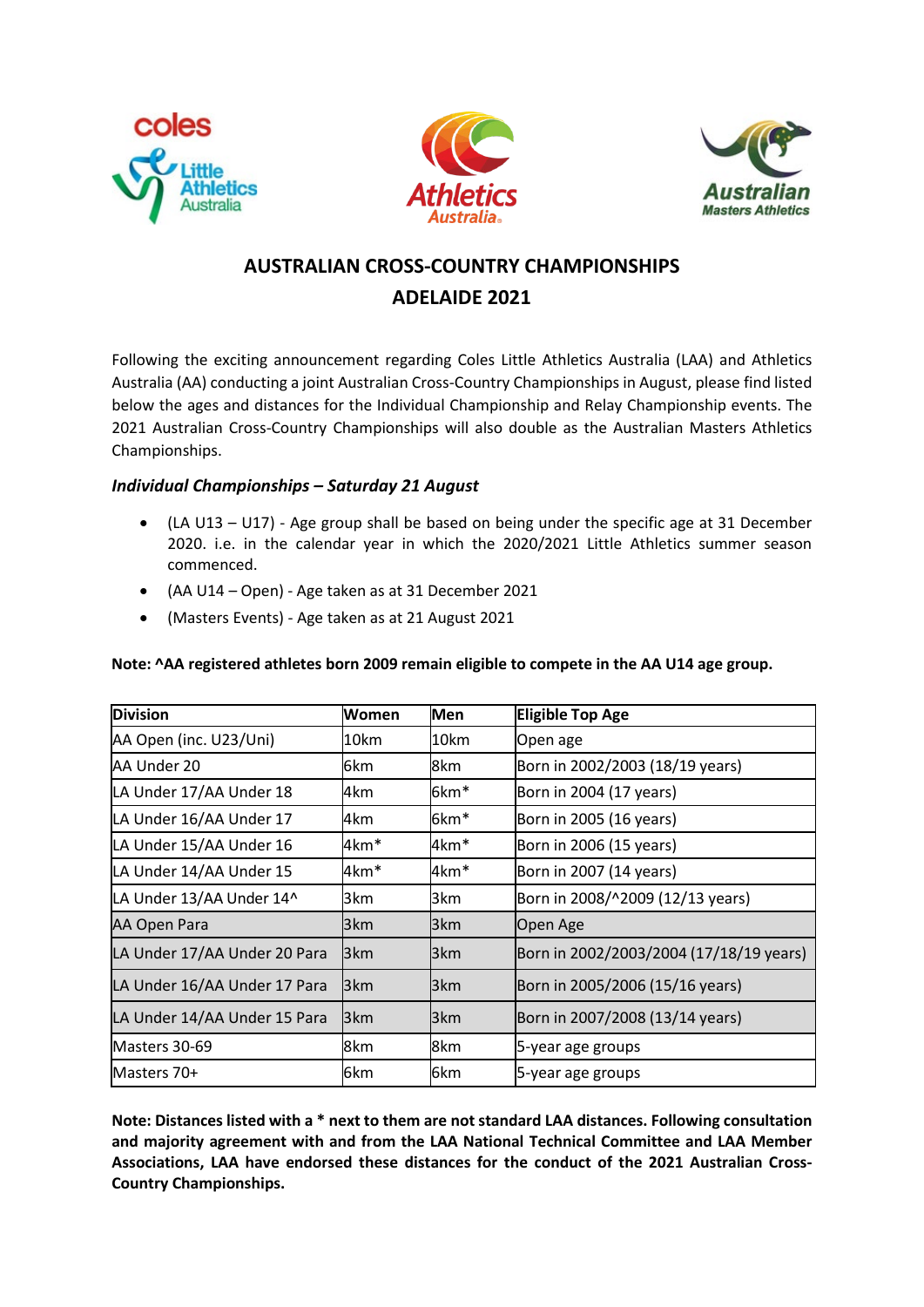# AUSTRALIAN CROSS-COUNTRY CHAMPIONSHIPS
# ADELAIDE 2021

Following the exciting announcement regarding Coles Little Athletics Australia (LAA) and Athletics Australia (AA) conducting a joint Australian Cross-Country Championships in August, please find listed below the ages and distances for the Individual Championship and Relay Championship events. The 2021 Australian Cross-Country Championships will also double as the Australian Masters Athletics Championships.

### *Individual Championships – Saturday 21 August*

- (LA U13 – U17) - Age group shall be based on being under the specific age at 31 December 2020. i.e. in the calendar year in which the 2020/2021 Little Athletics summer season commenced.
- (AA U14 – Open) - Age taken as at 31 December 2021
- (Masters Events) - Age taken as at 21 August 2021

**Note: ^AA registered athletes born 2009 remain eligible to compete in the AA U14 age group.**

| Division | Women | Men | Eligible Top Age |
|---|---|---|---|
| AA Open (inc. U23/Uni) | 10km | 10km | Open age |
| AA Under 20 | 6km | 8km | Born in 2002/2003 (18/19 years) |
| LA Under 17/AA Under 18 | 4km | 6km* | Born in 2004 (17 years) |
| LA Under 16/AA Under 17 | 4km | 6km* | Born in 2005 (16 years) |
| LA Under 15/AA Under 16 | 4km* | 4km* | Born in 2006 (15 years) |
| LA Under 14/AA Under 15 | 4km* | 4km* | Born in 2007 (14 years) |
| LA Under 13/AA Under 14^ | 3km | 3km | Born in 2008/^2009 (12/13 years) |
| AA Open Para | 3km | 3km | Open Age |
| LA Under 17/AA Under 20 Para | 3km | 3km | Born in 2002/2003/2004 (17/18/19 years) |
| LA Under 16/AA Under 17 Para | 3km | 3km | Born in 2005/2006 (15/16 years) |
| LA Under 14/AA Under 15 Para | 3km | 3km | Born in 2007/2008 (13/14 years) |
| Masters 30-69 | 8km | 8km | 5-year age groups |
| Masters 70+ | 6km | 6km | 5-year age groups |

**Note: Distances listed with a * next to them are not standard LAA distances. Following consultation and majority agreement with and from the LAA National Technical Committee and LAA Member Associations, LAA have endorsed these distances for the conduct of the 2021 Australian Cross-Country Championships.**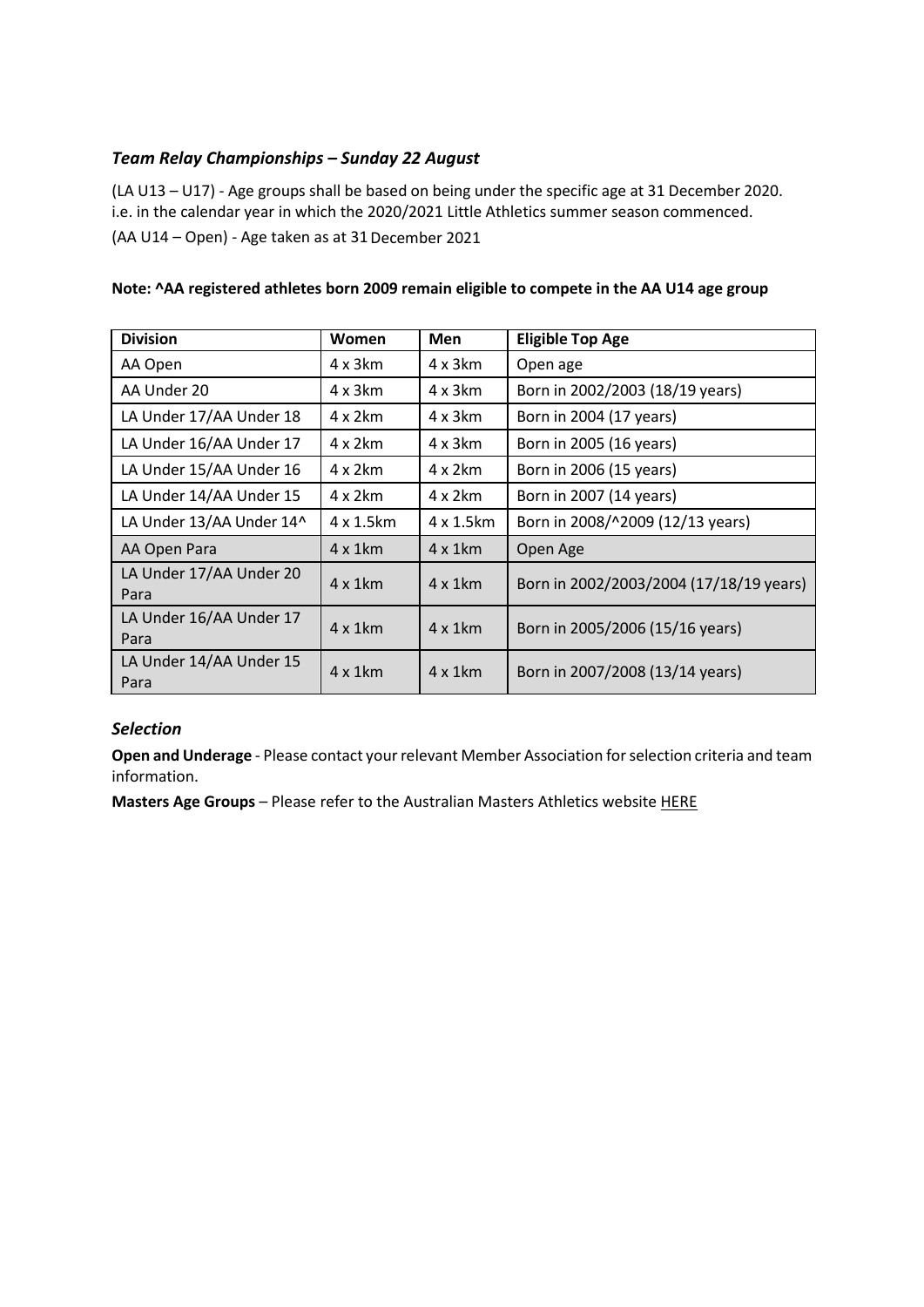### *Team Relay Championships – Sunday 22 August*

(LA U13 – U17) - Age groups shall be based on being under the specific age at 31 December 2020. i.e. in the calendar year in which the 2020/2021 Little Athletics summer season commenced.

(AA U14 – Open) - Age taken as at 31 December 2021

**Note: ^AA registered athletes born 2009 remain eligible to compete in the AA U14 age group**

| Division | Women | Men | Eligible Top Age |
|---|---|---|---|
| AA Open | 4 x 3km | 4 x 3km | Open age |
| AA Under 20 | 4 x 3km | 4 x 3km | Born in 2002/2003 (18/19 years) |
| LA Under 17/AA Under 18 | 4 x 2km | 4 x 3km | Born in 2004 (17 years) |
| LA Under 16/AA Under 17 | 4 x 2km | 4 x 3km | Born in 2005 (16 years) |
| LA Under 15/AA Under 16 | 4 x 2km | 4 x 2km | Born in 2006 (15 years) |
| LA Under 14/AA Under 15 | 4 x 2km | 4 x 2km | Born in 2007 (14 years) |
| LA Under 13/AA Under 14^ | 4 x 1.5km | 4 x 1.5km | Born in 2008/^2009 (12/13 years) |
| AA Open Para | 4 x 1km | 4 x 1km | Open Age |
| LA Under 17/AA Under 20 Para | 4 x 1km | 4 x 1km | Born in 2002/2003/2004 (17/18/19 years) |
| LA Under 16/AA Under 17 Para | 4 x 1km | 4 x 1km | Born in 2005/2006 (15/16 years) |
| LA Under 14/AA Under 15 Para | 4 x 1km | 4 x 1km | Born in 2007/2008 (13/14 years) |

### *Selection*

**Open and Underage** - Please contact your relevant Member Association for selection criteria and team information.

**Masters Age Groups** – Please refer to the Australian Masters Athletics website HERE